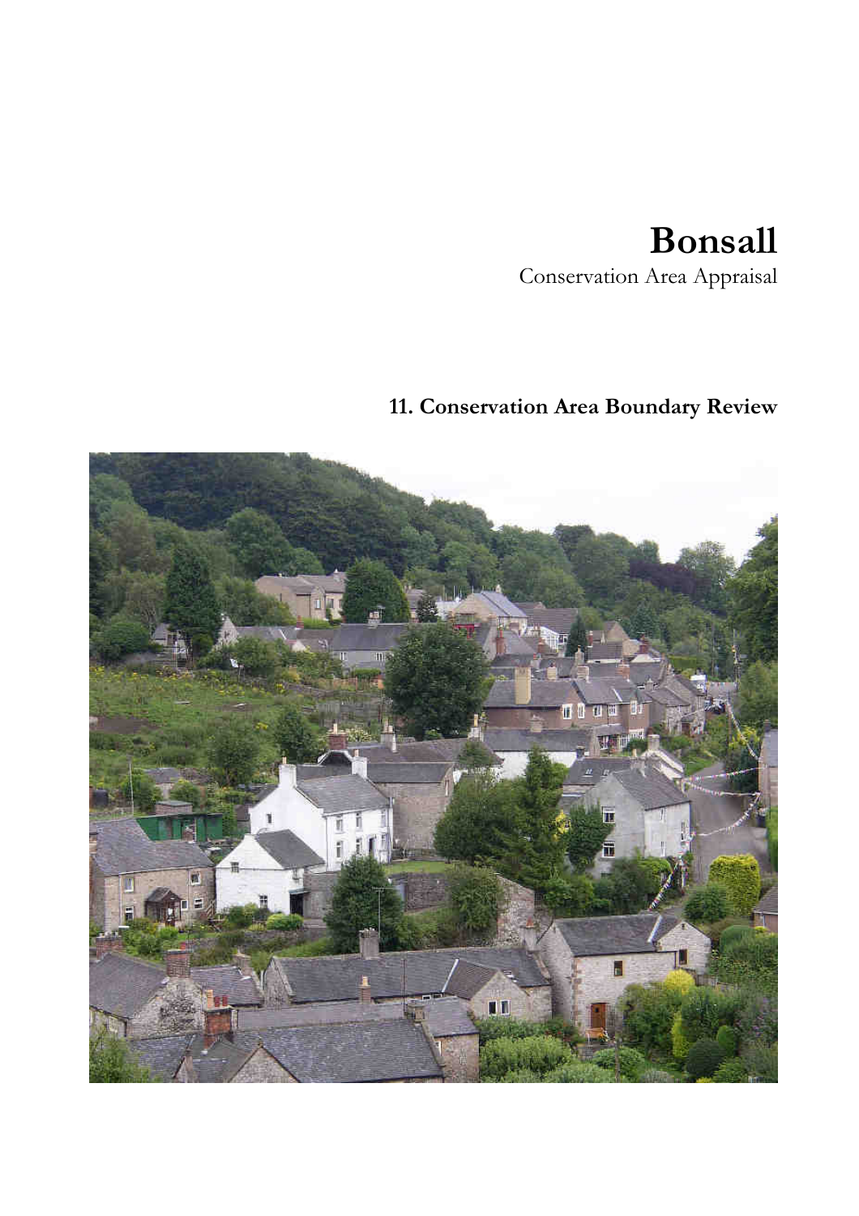# Bonsall

Conservation Area Appraisal

## 11. Conservation Area Boundary Review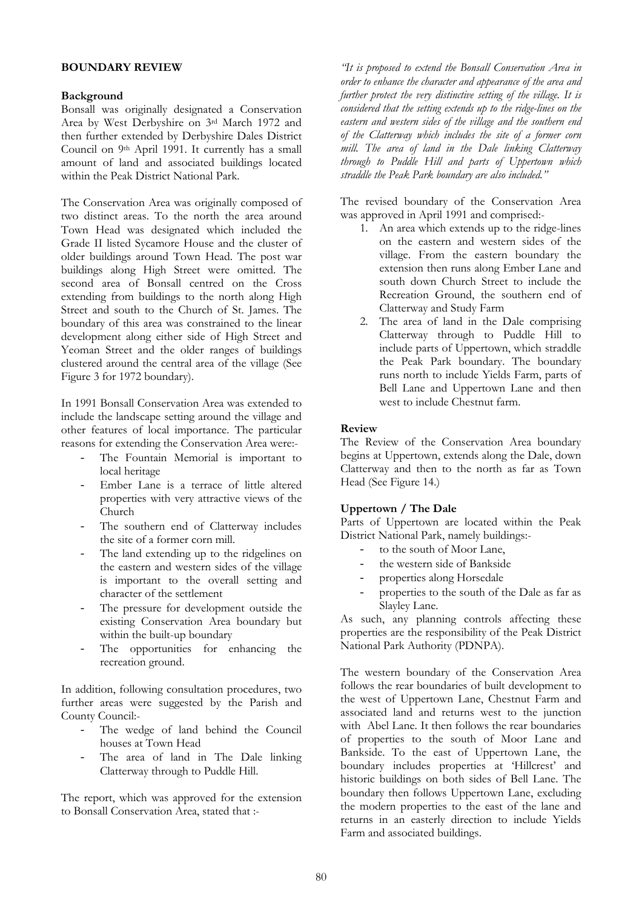## BOUNDARY REVIEW

### Background

Bonsall was originally designated a Conservation Area by West Derbyshire on 3rd March 1972 and then further extended by Derbyshire Dales District Council on 9th April 1991. It currently has a small amount of land and associated buildings located within the Peak District National Park.

The Conservation Area was originally composed of two distinct areas. To the north the area around Town Head was designated which included the Grade II listed Sycamore House and the cluster of older buildings around Town Head. The post war buildings along High Street were omitted. The second area of Bonsall centred on the Cross extending from buildings to the north along High Street and south to the Church of St. James. The boundary of this area was constrained to the linear development along either side of High Street and Yeoman Street and the older ranges of buildings clustered around the central area of the village (See Figure 3 for 1972 boundary).

In 1991 Bonsall Conservation Area was extended to include the landscape setting around the village and other features of local importance. The particular reasons for extending the Conservation Area were:-

- The Fountain Memorial is important to local heritage
- Ember Lane is a terrace of little altered properties with very attractive views of the Church
- The southern end of Clatterway includes the site of a former corn mill.
- The land extending up to the ridgelines on the eastern and western sides of the village is important to the overall setting and character of the settlement
- The pressure for development outside the existing Conservation Area boundary but within the built-up boundary
- The opportunities for enhancing the recreation ground.

In addition, following consultation procedures, two further areas were suggested by the Parish and County Council:-

- The wedge of land behind the Council houses at Town Head
- The area of land in The Dale linking Clatterway through to Puddle Hill.

The report, which was approved for the extension to Bonsall Conservation Area, stated that :-

*"It is proposed to extend the Bonsall Conservation Area in order to enhance the character and appearance of the area and further protect the very distinctive setting of the village. It is considered that the setting extends up to the ridge-lines on the eastern and western sides of the village and the southern end of the Clatterway which includes the site of a former corn mill. The area of land in the Dale linking Clatterway through to Puddle Hill and parts of Uppertown which straddle the Peak Park boundary are also included."*

The revised boundary of the Conservation Area was approved in April 1991 and comprised:-

1. An area which extends up to the ridge-lines on the eastern and western sides of the village. From the eastern boundary the extension then runs along Ember Lane and south down Church Street to include the Recreation Ground, the southern end of Clatterway and Study Farm
2. The area of land in the Dale comprising Clatterway through to Puddle Hill to include parts of Uppertown, which straddle the Peak Park boundary. The boundary runs north to include Yields Farm, parts of Bell Lane and Uppertown Lane and then west to include Chestnut farm.

### Review

The Review of the Conservation Area boundary begins at Uppertown, extends along the Dale, down Clatterway and then to the north as far as Town Head (See Figure 14.)

### Uppertown / The Dale

Parts of Uppertown are located within the Peak District National Park, namely buildings:-

- to the south of Moor Lane,
- the western side of Bankside
- properties along Horsedale
- properties to the south of the Dale as far as Slayley Lane.

As such, any planning controls affecting these properties are the responsibility of the Peak District National Park Authority (PDNPA).

The western boundary of the Conservation Area follows the rear boundaries of built development to the west of Uppertown Lane, Chestnut Farm and associated land and returns west to the junction with Abel Lane. It then follows the rear boundaries of properties to the south of Moor Lane and Bankside. To the east of Uppertown Lane, the boundary includes properties at 'Hillcrest' and historic buildings on both sides of Bell Lane. The boundary then follows Uppertown Lane, excluding the modern properties to the east of the lane and returns in an easterly direction to include Yields Farm and associated buildings.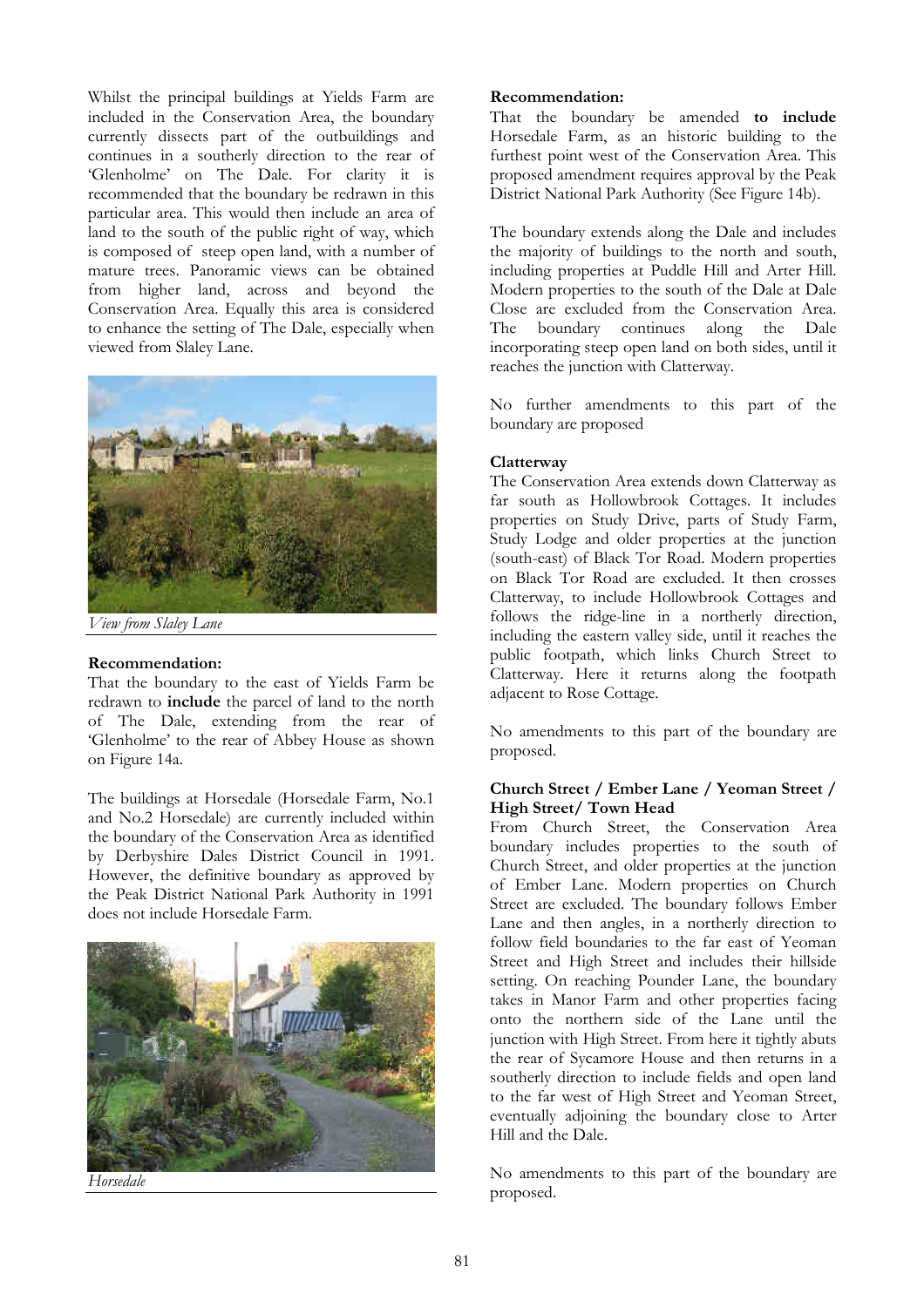Whilst the principal buildings at Yields Farm are included in the Conservation Area, the boundary currently dissects part of the outbuildings and continues in a southerly direction to the rear of 'Glenholme' on The Dale. For clarity it is recommended that the boundary be redrawn in this particular area. This would then include an area of land to the south of the public right of way, which is composed of steep open land, with a number of mature trees. Panoramic views can be obtained from higher land, across and beyond the Conservation Area. Equally this area is considered to enhance the setting of The Dale, especially when viewed from Slaley Lane.

*View from Slaley Lane*

**Recommendation:**
That the boundary to the east of Yields Farm be redrawn to **include** the parcel of land to the north of The Dale, extending from the rear of 'Glenholme' to the rear of Abbey House as shown on Figure 14a.

The buildings at Horsedale (Horsedale Farm, No.1 and No.2 Horsedale) are currently included within the boundary of the Conservation Area as identified by Derbyshire Dales District Council in 1991. However, the definitive boundary as approved by the Peak District National Park Authority in 1991 does not include Horsedale Farm.

*Horsedale*

**Recommendation:**
That the boundary be amended **to include** Horsedale Farm, as an historic building to the furthest point west of the Conservation Area. This proposed amendment requires approval by the Peak District National Park Authority (See Figure 14b).

The boundary extends along the Dale and includes the majority of buildings to the north and south, including properties at Puddle Hill and Arter Hill. Modern properties to the south of the Dale at Dale Close are excluded from the Conservation Area. The boundary continues along the Dale incorporating steep open land on both sides, until it reaches the junction with Clatterway.

No further amendments to this part of the boundary are proposed

**Clatterway**
The Conservation Area extends down Clatterway as far south as Hollowbrook Cottages. It includes properties on Study Drive, parts of Study Farm, Study Lodge and older properties at the junction (south-east) of Black Tor Road. Modern properties on Black Tor Road are excluded. It then crosses Clatterway, to include Hollowbrook Cottages and follows the ridge-line in a northerly direction, including the eastern valley side, until it reaches the public footpath, which links Church Street to Clatterway. Here it returns along the footpath adjacent to Rose Cottage.

No amendments to this part of the boundary are proposed.

**Church Street / Ember Lane / Yeoman Street / High Street/ Town Head**
From Church Street, the Conservation Area boundary includes properties to the south of Church Street, and older properties at the junction of Ember Lane. Modern properties on Church Street are excluded. The boundary follows Ember Lane and then angles, in a northerly direction to follow field boundaries to the far east of Yeoman Street and High Street and includes their hillside setting. On reaching Pounder Lane, the boundary takes in Manor Farm and other properties facing onto the northern side of the Lane until the junction with High Street. From here it tightly abuts the rear of Sycamore House and then returns in a southerly direction to include fields and open land to the far west of High Street and Yeoman Street, eventually adjoining the boundary close to Arter Hill and the Dale.

No amendments to this part of the boundary are proposed.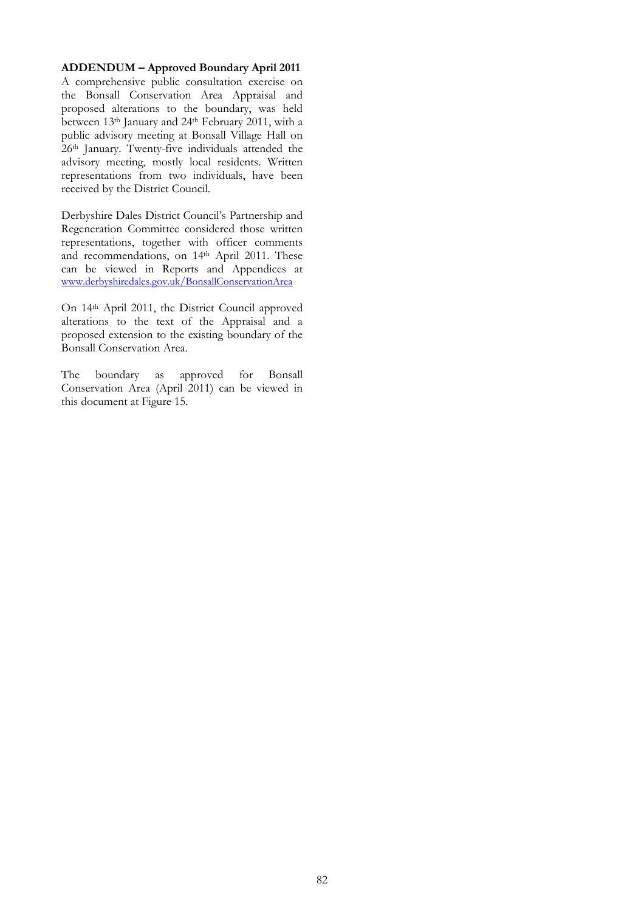**ADDENDUM – Approved Boundary April 2011**

A comprehensive public consultation exercise on the Bonsall Conservation Area Appraisal and proposed alterations to the boundary, was held between 13th January and 24th February 2011, with a public advisory meeting at Bonsall Village Hall on 26th January. Twenty-five individuals attended the advisory meeting, mostly local residents. Written representations from two individuals, have been received by the District Council.

Derbyshire Dales District Council's Partnership and Regeneration Committee considered those written representations, together with officer comments and recommendations, on 14th April 2011. These can be viewed in Reports and Appendices at www.derbyshiredales.gov.uk/BonsallConservationArea

On 14th April 2011, the District Council approved alterations to the text of the Appraisal and a proposed extension to the existing boundary of the Bonsall Conservation Area.

The boundary as approved for Bonsall Conservation Area (April 2011) can be viewed in this document at Figure 15.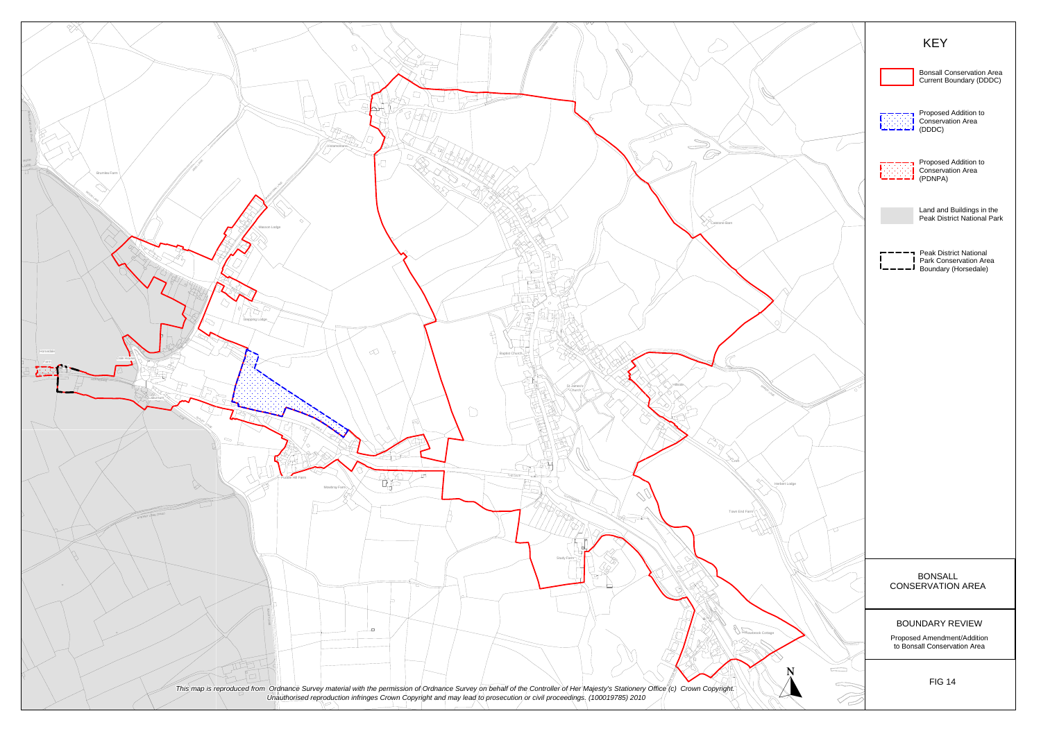## KEY

- Bonsall Conservation Area Current Boundary (DDDC)
- Proposed Addition to Conservation Area (DDDC)
- Proposed Addition to Conservation Area (PDNPA)
- Land and Buildings in the Peak District National Park
- Peak District National Park Conservation Area Boundary (Horsedale)

# BONSALL CONSERVATION AREA

## BOUNDARY REVIEW

Proposed Amendment/Addition to Bonsall Conservation Area

FIG 14

*This map is reproduced from Ordnance Survey material with the permission of Ordnance Survey on behalf of the Controller of Her Majesty's Stationery Office (c) Crown Copyright. Unauthorised reproduction infringes Crown Copyright and may lead to prosecution or civil proceedings. (100019785) 2010*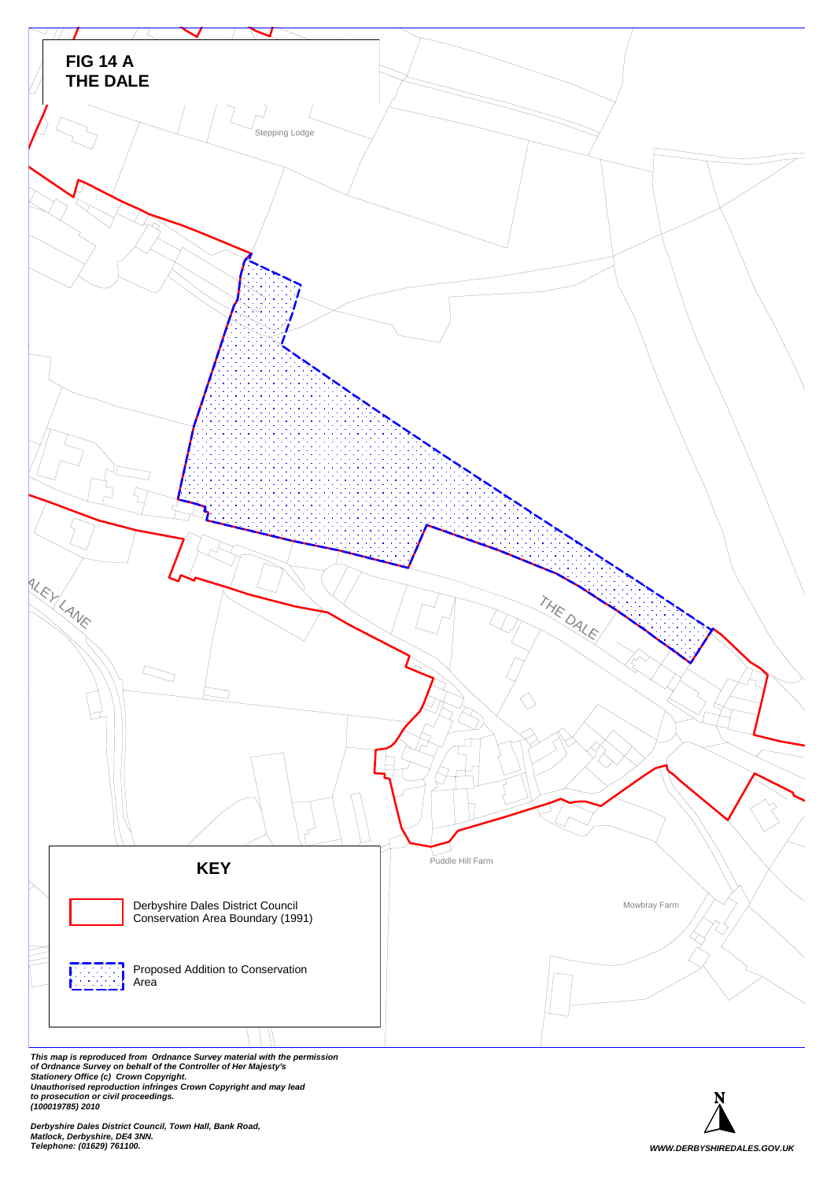# FIG 14 A
# THE DALE

Stepping Lodge

THE DALE

ALEY LANE

Puddle Hill Farm

Mowbray Farm

## KEY

Derbyshire Dales District Council Conservation Area Boundary (1991)

Proposed Addition to Conservation Area

***This map is reproduced from Ordnance Survey material with the permission of Ordnance Survey on behalf of the Controller of Her Majesty's Stationery Office (c) Crown Copyright. Unauthorised reproduction infringes Crown Copyright and may lead to prosecution or civil proceedings. (100019785) 2010***

***Derbyshire Dales District Council, Town Hall, Bank Road, Matlock, Derbyshire, DE4 3NN. Telephone: (01629) 761100.***

N

***WWW.DERBYSHIREDALES.GOV.UK***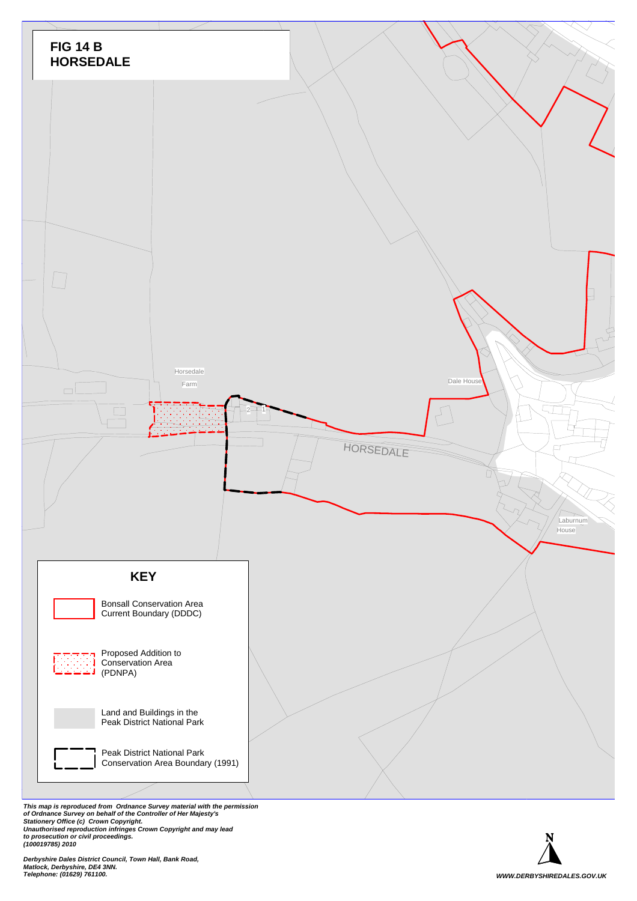# FIG 14 B
# HORSEDALE

Horsedale Farm

Dale House

HORSEDALE

Laburnum House

2

1

## KEY

Bonsall Conservation Area Current Boundary (DDDC)

Proposed Addition to Conservation Area (PDNPA)

Land and Buildings in the Peak District National Park

Peak District National Park Conservation Area Boundary (1991)

***This map is reproduced from Ordnance Survey material with the permission of Ordnance Survey on behalf of the Controller of Her Majesty's Stationery Office (c) Crown Copyright.***
***Unauthorised reproduction infringes Crown Copyright and may lead to prosecution or civil proceedings.***
***(100019785) 2010***

***Derbyshire Dales District Council, Town Hall, Bank Road, Matlock, Derbyshire, DE4 3NN.***
***Telephone: (01629) 761100.***

N

***WWW.DERBYSHIREDALES.GOV.UK***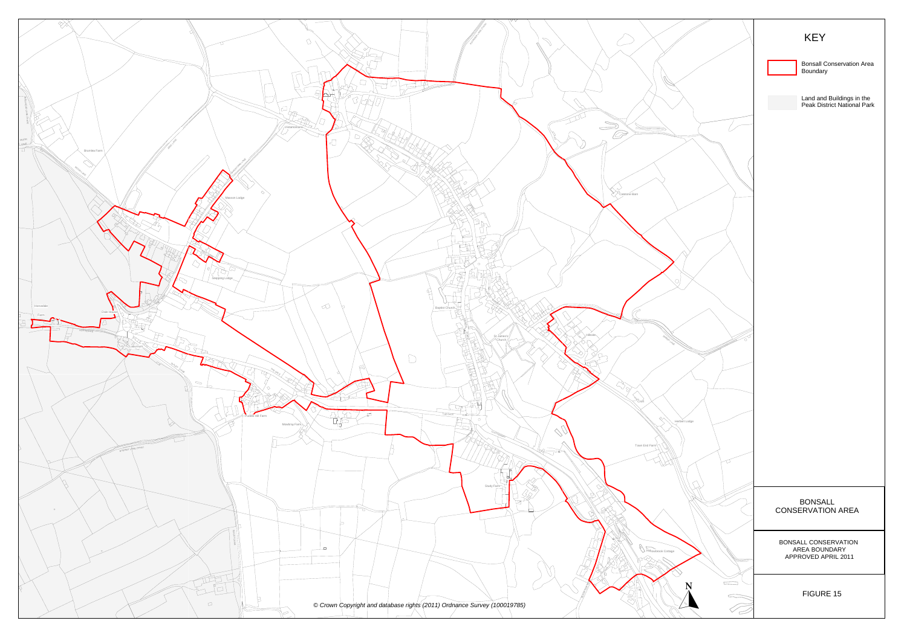# KEY

Bonsall Conservation Area Boundary

Land and Buildings in the Peak District National Park

## BONSALL CONSERVATION AREA

BONSALL CONSERVATION AREA BOUNDARY APPROVED APRIL 2011

FIGURE 15

N

Bumlea Farm

Manson Lodge

Slaggers Lodge

Horsedale Farm

Dale House

Puddle Hill Farm

Mawbray Farm

Baptist Church

St James's Church

Town End Farm

Herbert Lodge

Shady Farm

Hillside

*© Crown Copyright and database rights (2011) Ordnance Survey (100019785)*